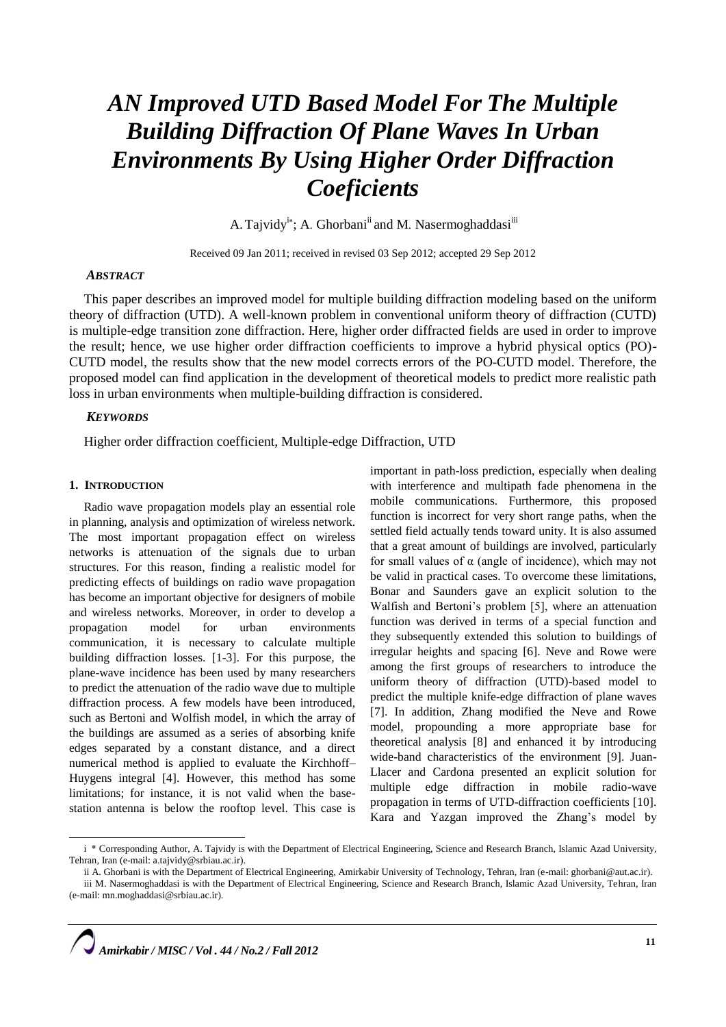# *AN Improved UTD Based Model For The Multiple Building Diffraction Of Plane Waves In Urban Environments By Using Higher Order Diffraction Coeficients*

A. Tajvidy[i*]; A. Ghorbani[ii] and M. Nasermoghaddasi[iii]

Received 09 Jan 2011; received in revised 03 Sep 2012; accepted 29 Sep 2012

### *ABSTRACT*

This paper describes an improved model for multiple building diffraction modeling based on the uniform theory of diffraction (UTD). A well-known problem in conventional uniform theory of diffraction (CUTD) is multiple-edge transition zone diffraction. Here, higher order diffracted fields are used in order to improve the result; hence, we use higher order diffraction coefficients to improve a hybrid physical optics (PO)-CUTD model, the results show that the new model corrects errors of the PO-CUTD model. Therefore, the proposed model can find application in the development of theoretical models to predict more realistic path loss in urban environments when multiple-building diffraction is considered.

### *KEYWORDS*

Higher order diffraction coefficient, Multiple-edge Diffraction, UTD

## 1. INTRODUCTION

Radio wave propagation models play an essential role in planning, analysis and optimization of wireless network. The most important propagation effect on wireless networks is attenuation of the signals due to urban structures. For this reason, finding a realistic model for predicting effects of buildings on radio wave propagation has become an important objective for designers of mobile and wireless networks. Moreover, in order to develop a propagation model for urban environments communication, it is necessary to calculate multiple building diffraction losses. [1-3]. For this purpose, the plane-wave incidence has been used by many researchers to predict the attenuation of the radio wave due to multiple diffraction process. A few models have been introduced, such as Bertoni and Wolfish model, in which the array of the buildings are assumed as a series of absorbing knife edges separated by a constant distance, and a direct numerical method is applied to evaluate the Kirchhoff–Huygens integral [4]. However, this method has some limitations; for instance, it is not valid when the base-station antenna is below the rooftop level. This case is important in path-loss prediction, especially when dealing with interference and multipath fade phenomena in the mobile communications. Furthermore, this proposed function is incorrect for very short range paths, when the settled field actually tends toward unity. It is also assumed that a great amount of buildings are involved, particularly for small values of $\alpha$ (angle of incidence), which may not be valid in practical cases. To overcome these limitations, Bonar and Saunders gave an explicit solution to the Walfish and Bertoni's problem [5], where an attenuation function was derived in terms of a special function and they subsequently extended this solution to buildings of irregular heights and spacing [6]. Neve and Rowe were among the first groups of researchers to introduce the uniform theory of diffraction (UTD)-based model to predict the multiple knife-edge diffraction of plane waves [7]. In addition, Zhang modified the Neve and Rowe model, propounding a more appropriate base for theoretical analysis [8] and enhanced it by introducing wide-band characteristics of the environment [9]. Juan-Llacer and Cardona presented an explicit solution for multiple edge diffraction in mobile radio-wave propagation in terms of UTD-diffraction coefficients [10]. Kara and Yazgan improved the Zhang's model by

---

i * Corresponding Author, A. Tajvidy is with the Department of Electrical Engineering, Science and Research Branch, Islamic Azad University, Tehran, Iran (e-mail: a.tajvidy@srbiau.ac.ir).

ii A. Ghorbani is with the Department of Electrical Engineering, Amirkabir University of Technology, Tehran, Iran (e-mail: ghorbani@aut.ac.ir).

iii M. Nasermoghaddasi is with the Department of Electrical Engineering, Science and Research Branch, Islamic Azad University, Tehran, Iran (e-mail: mn.moghaddasi@srbiau.ac.ir).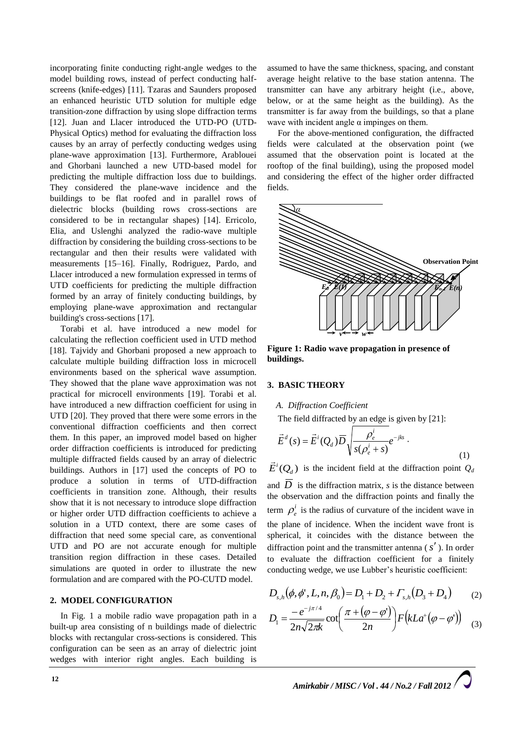incorporating finite conducting right-angle wedges to the model building rows, instead of perfect conducting half-screens (knife-edges) [11]. Tzaras and Saunders proposed an enhanced heuristic UTD solution for multiple edge transition-zone diffraction by using slope diffraction terms [12]. Juan and Llacer introduced the UTD-PO (UTD-Physical Optics) method for evaluating the diffraction loss causes by an array of perfectly conducting wedges using plane-wave approximation [13]. Furthermore, Arablouei and Ghorbani launched a new UTD-based model for predicting the multiple diffraction loss due to buildings. They considered the plane-wave incidence and the buildings to be flat roofed and in parallel rows of dielectric blocks (building rows cross-sections are considered to be in rectangular shapes) [14]. Erricolo, Elia, and Uslenghi analyzed the radio-wave multiple diffraction by considering the building cross-sections to be rectangular and then their results were validated with measurements [15–16]. Finally, Rodriguez, Pardo, and Llacer introduced a new formulation expressed in terms of UTD coefficients for predicting the multiple diffraction formed by an array of finitely conducting buildings, by employing plane-wave approximation and rectangular building's cross-sections [17].

Torabi et al. have introduced a new model for calculating the reflection coefficient used in UTD method [18]. Tajvidy and Ghorbani proposed a new approach to calculate multiple building diffraction loss in microcell environments based on the spherical wave assumption. They showed that the plane wave approximation was not practical for microcell environments [19]. Torabi et al. have introduced a new diffraction coefficient for using in UTD [20]. They proved that there were some errors in the conventional diffraction coefficients and then correct them. In this paper, an improved model based on higher order diffraction coefficients is introduced for predicting multiple diffracted fields caused by an array of dielectric buildings. Authors in [17] used the concepts of PO to produce a solution in terms of UTD-diffraction coefficients in transition zone. Although, their results show that it is not necessary to introduce slope diffraction or higher order UTD diffraction coefficients to achieve a solution in a UTD context, there are some cases of diffraction that need some special care, as conventional UTD and PO are not accurate enough for multiple transition region diffraction in these cases. Detailed simulations are quoted in order to illustrate the new formulation and are compared with the PO-CUTD model.

## 2. MODEL CONFIGURATION

In Fig. 1 a mobile radio wave propagation path in a built-up area consisting of n buildings made of dielectric blocks with rectangular cross-sections is considered. This configuration can be seen as an array of dielectric joint wedges with interior right angles. Each building is assumed to have the same thickness, spacing, and constant average height relative to the base station antenna. The transmitter can have any arbitrary height (i.e., above, below, or at the same height as the building). As the transmitter is far away from the buildings, so that a plane wave with incident angle α impinges on them.

For the above-mentioned configuration, the diffracted fields were calculated at the observation point (we assumed that the observation point is located at the rooftop of the final building), using the proposed model and considering the effect of the higher order diffracted fields.

α

Observation Point

$E_0$ $E(1)$ $E_{n-1}$ $E(n)$

v w

**Figure 1: Radio wave propagation in presence of buildings.**

## 3. BASIC THEORY

### A. Diffraction Coefficient

The field diffracted by an edge is given by [21]:

$$\vec{E}^d(s) = \vec{E}^i(Q_d)\overline{D}\sqrt{\frac{\rho_e^i}{s(\rho_e^i + s)}}e^{-jks}\ . \tag{1}$$

$\vec{E}^i(Q_d)$ is the incident field at the diffraction point $Q_d$ and $\overline{D}$ is the diffraction matrix, $s$ is the distance between the observation and the diffraction points and finally the term $\rho_e^i$ is the radius of curvature of the incident wave in the plane of incidence. When the incident wave front is spherical, it coincides with the distance between the diffraction point and the transmitter antenna ($s'$). In order to evaluate the diffraction coefficient for a finitely conducting wedge, we use Lubber's heuristic coefficient:

$$D_{s,h}(\phi,\phi',L,n,\beta_0) = D_1 + D_2 + \Gamma_{s,h}(D_3 + D_4) \tag{2}$$

$$D_1 = \frac{-e^{-j\pi/4}}{2n\sqrt{2\pi k}}\cot\left(\frac{\pi + (\varphi - \varphi')}{2n}\right)F\left(kLa^+(\varphi - \varphi')\right) \tag{3}$$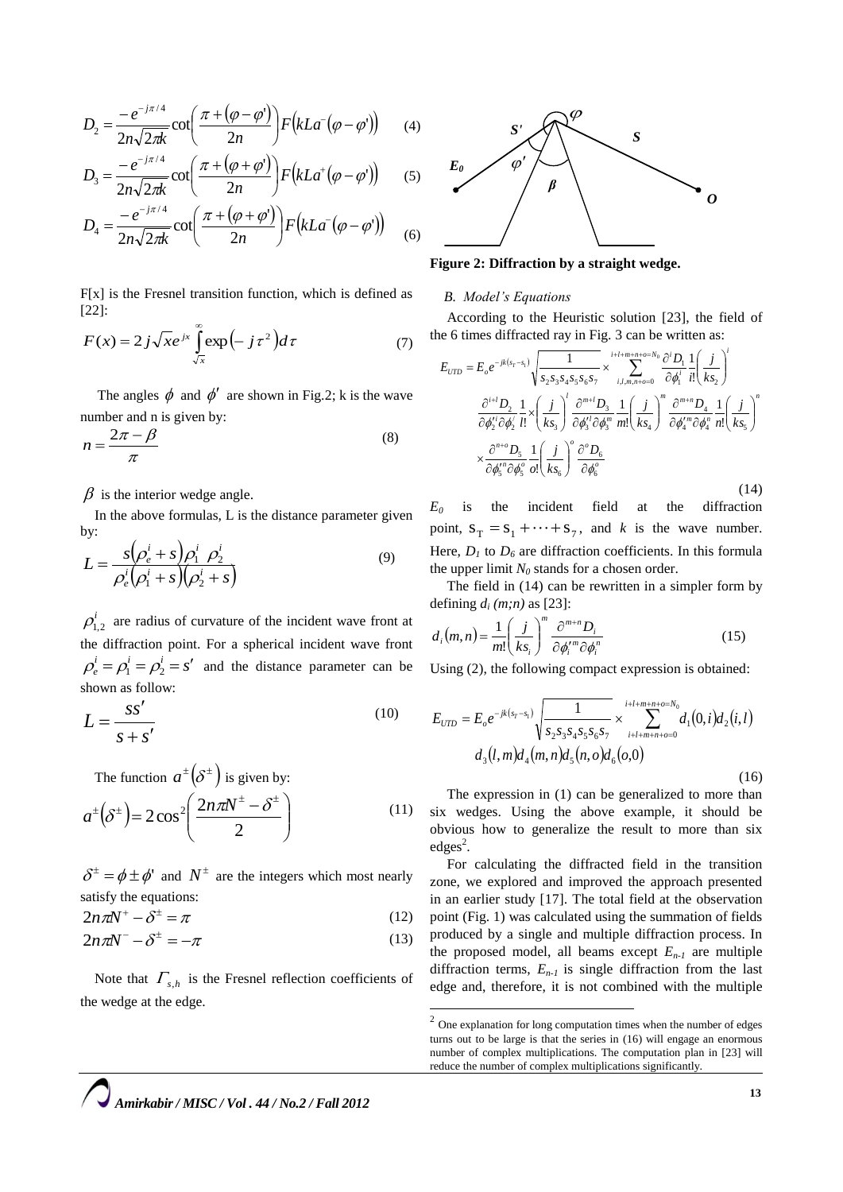$$D_2 = \frac{-e^{-j\pi/4}}{2n\sqrt{2\pi k}} \cot\left(\frac{\pi + (\varphi - \varphi')}{2n}\right) F\left(kLa^{-}(\varphi - \varphi')\right) \qquad (4)$$

$$D_3 = \frac{-e^{-j\pi/4}}{2n\sqrt{2\pi k}} \cot\left(\frac{\pi + (\varphi + \varphi')}{2n}\right) F\left(kLa^{+}(\varphi - \varphi')\right) \qquad (5)$$

$$D_4 = \frac{-e^{-j\pi/4}}{2n\sqrt{2\pi k}} \cot\left(\frac{\pi + (\varphi + \varphi')}{2n}\right) F\left(kLa^{-}(\varphi - \varphi')\right) \qquad (6)$$

F[x] is the Fresnel transition function, which is defined as [22]:

$$F(x) = 2j\sqrt{x}e^{jx}\int_{\sqrt{x}}^{\infty}\exp\left(-j\tau^2\right)d\tau \qquad (7)$$

The angles $\phi$ and $\phi'$ are shown in Fig.2; k is the wave number and n is given by:

$$n = \frac{2\pi - \beta}{\pi} \qquad (8)$$

$\beta$ is the interior wedge angle.

In the above formulas, L is the distance parameter given by:

$$L = \frac{s\left(\rho_e^i + s\right)\rho_1^i\ \rho_2^i}{\rho_e^i\left(\rho_1^i + s\right)\left(\rho_2^i + s\right)} \qquad (9)$$

$\rho_{1,2}^i$ are radius of curvature of the incident wave front at the diffraction point. For a spherical incident wave front $\rho_e^i = \rho_1^i = \rho_2^i = s'$ and the distance parameter can be shown as follow:

$$L = \frac{ss'}{s + s'} \qquad (10)$$

The function $a^{\pm}\left(\delta^{\pm}\right)$ is given by:

$$a^{\pm}\left(\delta^{\pm}\right) = 2\cos^2\left(\frac{2n\pi N^{\pm} - \delta^{\pm}}{2}\right) \qquad (11)$$

$\delta^{\pm} = \phi \pm \phi'$ and $N^{\pm}$ are the integers which most nearly satisfy the equations:

$$2n\pi N^{+} - \delta^{\pm} = \pi \qquad (12)$$

$$2n\pi N^{-} - \delta^{\pm} = -\pi \qquad (13)$$

Note that $\Gamma_{s,h}$ is the Fresnel reflection coefficients of the wedge at the edge.

**Figure 2: Diffraction by a straight wedge.**

### B. Model's Equations

According to the Heuristic solution [23], the field of the 6 times diffracted ray in Fig. 3 can be written as:

$$E_{UTD} = E_o e^{-jk(s_T - s_1)}\sqrt{\frac{1}{s_2 s_3 s_4 s_5 s_6 s_7}} \times \sum_{i,l,m,n+o=0}^{i+l+m+n+o=N_0} \frac{\partial^i D_1}{\partial \phi_1^i}\frac{1}{i!}\left(\frac{j}{ks_2}\right)^i$$
$$\frac{\partial^{i+l} D_2}{\partial \phi_2'^i \partial \phi_2^l}\frac{1}{l!}\times\left(\frac{j}{ks_3}\right)^l \frac{\partial^{m+l} D_3}{\partial \phi_3'^l \partial \phi_3^m}\frac{1}{m!}\left(\frac{j}{ks_4}\right)^m \frac{\partial^{m+n} D_4}{\partial \phi_4'^m \partial \phi_4^n}\frac{1}{n!}\left(\frac{j}{ks_5}\right)^n$$
$$\times\frac{\partial^{n+o} D_5}{\partial \phi_5'^n \partial \phi_5^o}\frac{1}{o!}\left(\frac{j}{ks_6}\right)^o \frac{\partial^o D_6}{\partial \phi_6^o} \qquad (14)$$

$E_0$ is the incident field at the diffraction point, $s_T = s_1 + \cdots + s_7$, and $k$ is the wave number. Here, $D_1$ to $D_6$ are diffraction coefficients. In this formula the upper limit $N_0$ stands for a chosen order.

The field in (14) can be rewritten in a simpler form by defining $d_i\ (m;n)$ as [23]:

$$d_i(m,n) = \frac{1}{m!}\left(\frac{j}{ks_i}\right)^m \frac{\partial^{m+n} D_i}{\partial \phi_i'^m \partial \phi_i^n} \qquad (15)$$

Using (2), the following compact expression is obtained:

$$E_{UTD} = E_o e^{-jk(s_T - s_1)}\sqrt{\frac{1}{s_2 s_3 s_4 s_5 s_6 s_7}} \times \sum_{i+l+m+n+o=0}^{i+l+m+n+o=N_0} d_1(0,i)d_2(i,l)$$
$$d_3(l,m)d_4(m,n)d_5(n,o)d_6(o,0) \qquad (16)$$

The expression in (1) can be generalized to more than six wedges. Using the above example, it should be obvious how to generalize the result to more than six edges[2].

For calculating the diffracted field in the transition zone, we explored and improved the approach presented in an earlier study [17]. The total field at the observation point (Fig. 1) was calculated using the summation of fields produced by a single and multiple diffraction process. In the proposed model, all beams except $E_{n-1}$ are multiple diffraction terms, $E_{n-1}$ is single diffraction from the last edge and, therefore, it is not combined with the multiple

---

[2] One explanation for long computation times when the number of edges turns out to be large is that the series in (16) will engage an enormous number of complex multiplications. The computation plan in [23] will reduce the number of complex multiplications significantly.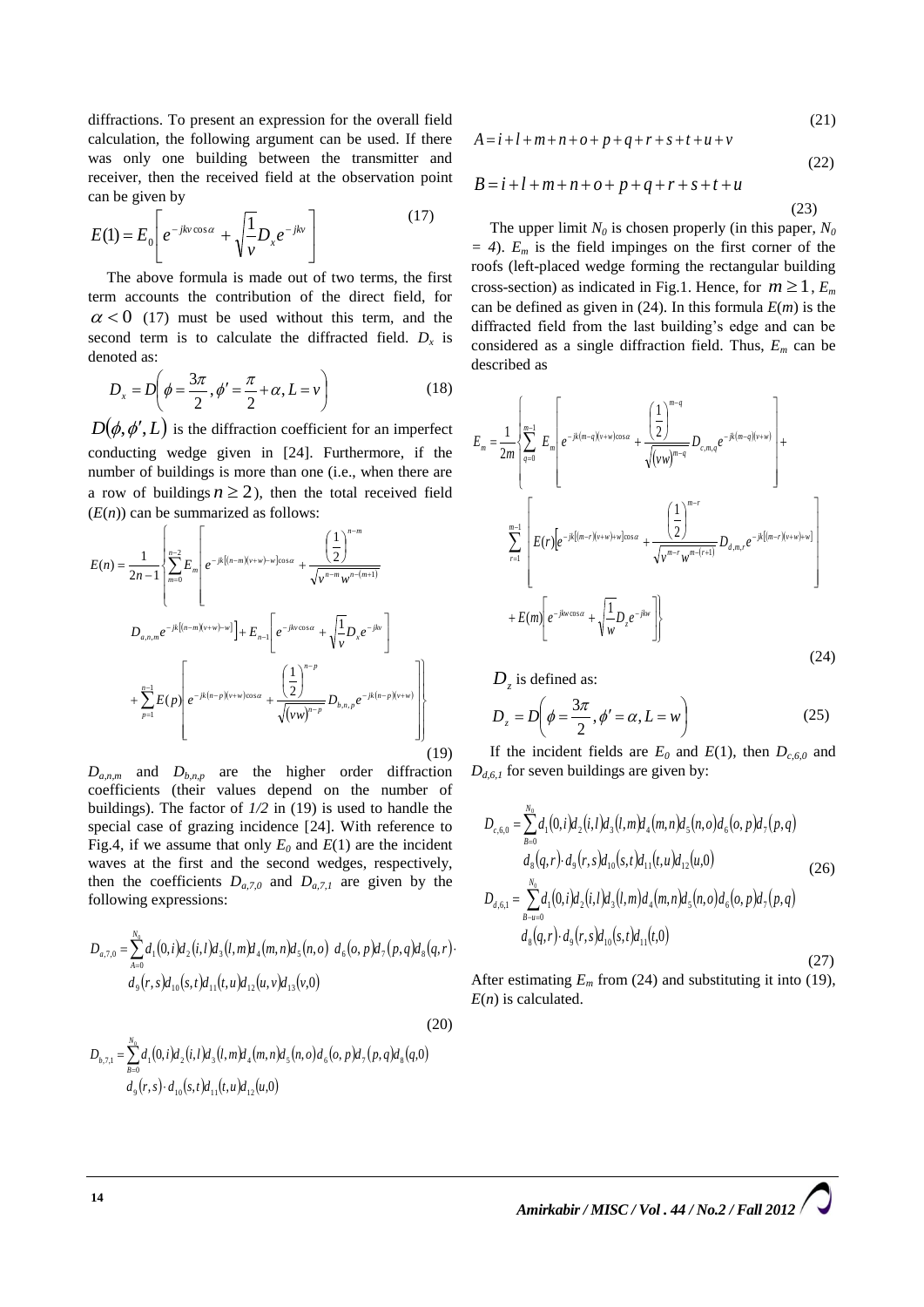diffractions. To present an expression for the overall field calculation, the following argument can be used. If there was only one building between the transmitter and receiver, then the received field at the observation point can be given by

$$E(1) = E_0\left[e^{-jkv\cos\alpha} + \sqrt{\frac{1}{v}}D_x e^{-jkv}\right] \tag{17}$$

The above formula is made out of two terms, the first term accounts the contribution of the direct field, for $\alpha < 0$ (17) must be used without this term, and the second term is to calculate the diffracted field. $D_x$ is denoted as:

$$D_x = D\left(\phi = \frac{3\pi}{2}, \phi' = \frac{\pi}{2} + \alpha, L = v\right) \tag{18}$$

$D(\phi, \phi', L)$ is the diffraction coefficient for an imperfect conducting wedge given in [24]. Furthermore, if the number of buildings is more than one (i.e., when there are a row of buildings $n \geq 2$), then the total received field ($E(n)$) can be summarized as follows:

$$E(n) = \frac{1}{2n-1}\left\{\sum_{m=0}^{n-2} E_m\left[e^{-jk[(n-m)(v+w)-w]\cos\alpha} + \frac{\left(\frac{1}{2}\right)^{n-m}}{\sqrt{v^{n-m}w^{n-(m+1)}}} D_{a,n,m} e^{-jk[(n-m)(v+w)-w]}\right] + E_{n-1}\left[e^{-jkv\cos\alpha} + \sqrt{\frac{1}{v}}D_x e^{-jkv}\right] + \sum_{p=1}^{n-1} E(p)\left[e^{-jk(n-p)(v+w)\cos\alpha} + \frac{\left(\frac{1}{2}\right)^{n-p}}{\sqrt{(vw)^{n-p}}} D_{b,n,p} e^{-jk(n-p)(v+w)}\right]\right\} \tag{19}$$

$D_{a,n,m}$ and $D_{b,n,p}$ are the higher order diffraction coefficients (their values depend on the number of buildings). The factor of *1/2* in (19) is used to handle the special case of grazing incidence [24]. With reference to Fig.4, if we assume that only $E_0$ and $E(1)$ are the incident waves at the first and the second wedges, respectively, then the coefficients $D_{a,7,0}$ and $D_{a,7,1}$ are given by the following expressions:

$$D_{a,7,0} = \sum_{A=0}^{N_0} d_1(0,i)d_2(i,l)d_3(l,m)d_4(m,n)d_5(n,o)\, d_6(o,p)d_7(p,q)d_8(q,r)\cdot d_9(r,s)d_{10}(s,t)d_{11}(t,u)d_{12}(u,v)d_{13}(v,0) \tag{20}$$

$$D_{b,7,1} = \sum_{B=0}^{N_0} d_1(0,i)d_2(i,l)d_3(l,m)d_4(m,n)d_5(n,o)d_6(o,p)d_7(p,q)d_8(q,0)\, d_9(r,s)\cdot d_{10}(s,t)d_{11}(t,u)d_{12}(u,0) \tag{21}$$

$$A = i + l + m + n + o + p + q + r + s + t + u + v \tag{22}$$

$$B = i + l + m + n + o + p + q + r + s + t + u \tag{23}$$

The upper limit $N_0$ is chosen properly (in this paper, $N_0 = 4$). $E_m$ is the field impinges on the first corner of the roofs (left-placed wedge forming the rectangular building cross-section) as indicated in Fig.1. Hence, for $m \geq 1$, $E_m$ can be defined as given in (24). In this formula $E(m)$ is the diffracted field from the last building's edge and can be considered as a single diffraction field. Thus, $E_m$ can be described as

$$E_m = \frac{1}{2m}\left\{\sum_{q=0}^{m-1} E_m\left[e^{-jk(m-q)(v+w)\cos\alpha} + \frac{\left(\frac{1}{2}\right)^{m-q}}{\sqrt{(vw)^{m-q}}} D_{c,m,q} e^{-jk(m-q)(v+w)}\right] + \sum_{r=1}^{m-1}\left[E(r)\left[e^{-jk[(m-r)(v+w)+w]\cos\alpha} + \frac{\left(\frac{1}{2}\right)^{m-r}}{\sqrt{v^{m-r}w^{m-(r+1)}}} D_{d,m,r} e^{-jk[(m-r)(v+w)+w]}\right]\right] + E(m)\left[e^{-jkw\cos\alpha} + \sqrt{\frac{1}{w}}D_z e^{-jkw}\right]\right\} \tag{24}$$

$D_z$ is defined as:

$$D_z = D\left(\phi = \frac{3\pi}{2}, \phi' = \alpha, L = w\right) \tag{25}$$

If the incident fields are $E_0$ and $E(1)$, then $D_{c,6,0}$ and $D_{d,6,1}$ for seven buildings are given by:

$$D_{c,6,0} = \sum_{B=0}^{N_0} d_1(0,i)d_2(i,l)d_3(l,m)d_4(m,n)d_5(n,o)d_6(o,p)d_7(p,q)\, d_8(q,r)\cdot d_9(r,s)d_{10}(s,t)d_{11}(t,u)d_{12}(u,0) \tag{26}$$

$$D_{d,6,1} = \sum_{B-u=0}^{N_0} d_1(0,i)d_2(i,l)d_3(l,m)d_4(m,n)d_5(n,o)d_6(o,p)d_7(p,q)\, d_8(q,r)\cdot d_9(r,s)d_{10}(s,t)d_{11}(t,0) \tag{27}$$

After estimating $E_m$ from (24) and substituting it into (19), $E(n)$ is calculated.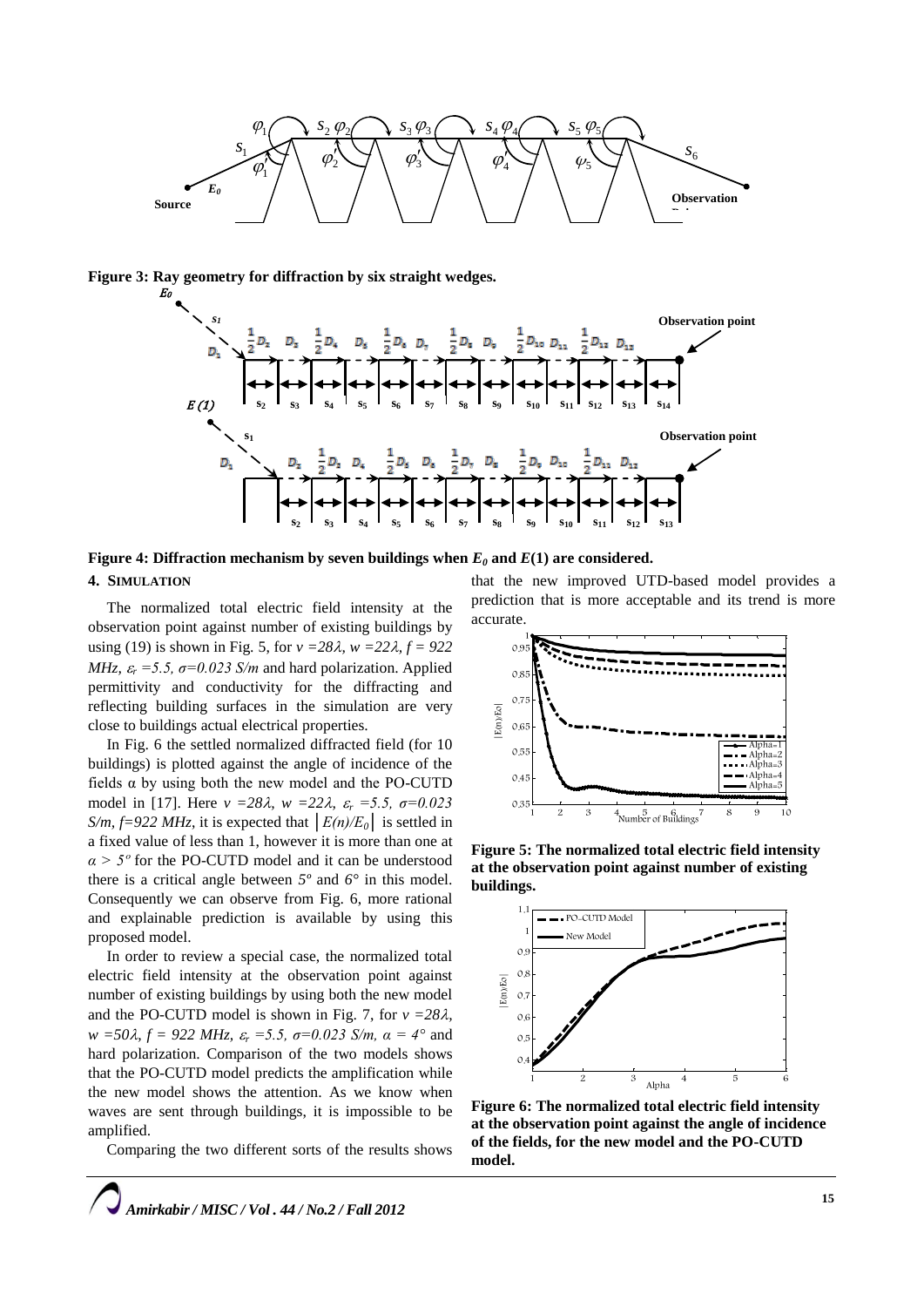Figure 3: Ray geometry for diffraction by six straight wedges.

Figure 4: Diffraction mechanism by seven buildings when $E_0$ and $E(1)$ are considered.

## 4. SIMULATION

The normalized total electric field intensity at the observation point against number of existing buildings by using (19) is shown in Fig. 5, for $v = 28\lambda$, $w = 22\lambda$, $f = 922$ MHz, $\varepsilon_r = 5.5$, $\sigma = 0.023$ S/m and hard polarization. Applied permittivity and conductivity for the diffracting and reflecting building surfaces in the simulation are very close to buildings actual electrical properties.

In Fig. 6 the settled normalized diffracted field (for 10 buildings) is plotted against the angle of incidence of the fields α by using both the new model and the PO-CUTD model in [17]. Here $v = 28\lambda$, $w = 22\lambda$, $\varepsilon_r = 5.5$, $\sigma = 0.023$ S/m, $f = 922$ MHz, it is expected that $|E(n)/E_0|$ is settled in a fixed value of less than 1, however it is more than one at $\alpha > 5^o$ for the PO-CUTD model and it can be understood there is a critical angle between $5^o$ and $6°$ in this model. Consequently we can observe from Fig. 6, more rational and explainable prediction is available by using this proposed model.

In order to review a special case, the normalized total electric field intensity at the observation point against number of existing buildings by using both the new model and the PO-CUTD model is shown in Fig. 7, for $v = 28\lambda$, $w = 50\lambda$, $f = 922$ MHz, $\varepsilon_r = 5.5$, $\sigma = 0.023$ S/m, $\alpha = 4°$ and hard polarization. Comparison of the two models shows that the PO-CUTD model predicts the amplification while the new model shows the attention. As we know when waves are sent through buildings, it is impossible to be amplified.

Comparing the two different sorts of the results shows that the new improved UTD-based model provides a prediction that is more acceptable and its trend is more accurate.

Figure 5: The normalized total electric field intensity at the observation point against number of existing buildings.

Figure 6: The normalized total electric field intensity at the observation point against the angle of incidence of the fields, for the new model and the PO-CUTD model.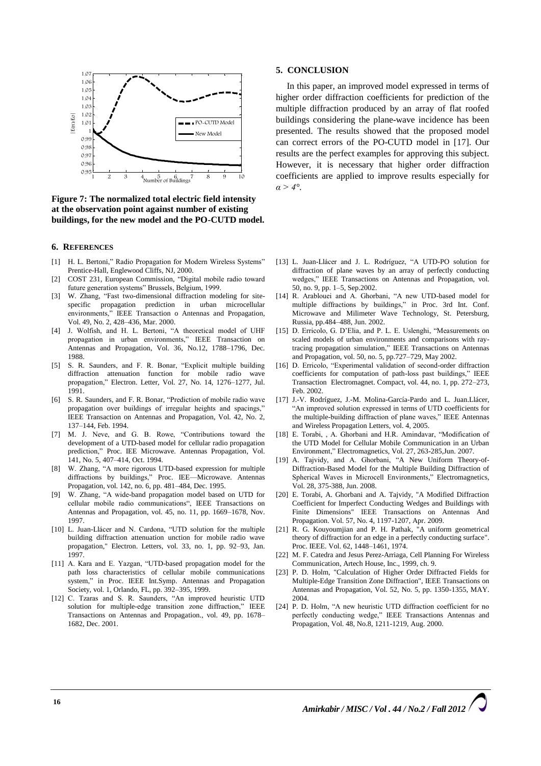1.07
1.06
1.05
1.04
1.03
1.02
1.01
1
0.99
0.98
0.97
0.96
0.95

|Etn/Eo|

PO-CUTD Model
New Model

1 2 3 4 5 6 7 8 9 10
Number of Buildings

**Figure 7: The normalized total electric field intensity at the observation point against number of existing buildings, for the new model and the PO-CUTD model.**

## 5. CONCLUSION

In this paper, an improved model expressed in terms of higher order diffraction coefficients for prediction of the multiple diffraction produced by an array of flat roofed buildings considering the plane-wave incidence has been presented. The results showed that the proposed model can correct errors of the PO-CUTD model in [17]. Our results are the perfect examples for approving this subject. However, it is necessary that higher order diffraction coefficients are applied to improve results especially for $\alpha > 4°$.

## 6. REFERENCES

[1] H. L. Bertoni," Radio Propagation for Modern Wireless Systems" Prentice-Hall, Englewood Cliffs, NJ, 2000.

[2] COST 231, European Commission, "Digital mobile radio toward future generation systems" Brussels, Belgium, 1999.

[3] W. Zhang, "Fast two-dimensional diffraction modeling for site-specific propagation prediction in urban microcellular environments," IEEE Transaction o Antennas and Propagation, Vol. 49, No. 2, 428–436, Mar. 2000.

[4] J. Wolfish, and H. L. Bertoni, "A theoretical model of UHF propagation in urban environments," IEEE Transaction on Antennas and Propagation, Vol. 36, No.12, 1788–1796, Dec. 1988.

[5] S. R. Saunders, and F. R. Bonar, "Explicit multiple building diffraction attenuation function for mobile radio wave propagation," Electron. Letter, Vol. 27, No. 14, 1276–1277, Jul. 1991.

[6] S. R. Saunders, and F. R. Bonar, "Prediction of mobile radio wave propagation over buildings of irregular heights and spacings," IEEE Transaction on Antennas and Propagation, Vol. 42, No. 2, 137–144, Feb. 1994.

[7] M. J. Neve, and G. B. Rowe, "Contributions toward the development of a UTD-based model for cellular radio propagation prediction," Proc. IEE Microwave. Antennas Propagation, Vol. 141, No. 5, 407–414, Oct. 1994.

[8] W. Zhang, "A more rigorous UTD-based expression for multiple diffractions by buildings," Proc. IEE—Microwave. Antennas Propagation, vol. 142, no. 6, pp. 481–484, Dec. 1995.

[9] W. Zhang, "A wide-band propagation model based on UTD for cellular mobile radio communications", IEEE Transactions on Antennas and Propagation, vol. 45, no. 11, pp. 1669–1678, Nov. 1997.

[10] L. Juan-Llácer and N. Cardona, "UTD solution for the multiple building diffraction attenuation unction for mobile radio wave propagation," Electron. Letters, vol. 33, no. 1, pp. 92–93, Jan. 1997.

[11] A. Kara and E. Yazgan, "UTD-based propagation model for the path loss characteristics of cellular mobile communications system," in Proc. IEEE Int.Symp. Antennas and Propagation Society, vol. 1, Orlando, FL, pp. 392–395, 1999.

[12] C. Tzaras and S. R. Saunders, "An improved heuristic UTD solution for multiple-edge transition zone diffraction," IEEE Transactions on Antennas and Propagation., vol. 49, pp. 1678–1682, Dec. 2001.

[13] L. Juan-Llácer and J. L. Rodríguez, "A UTD-PO solution for diffraction of plane waves by an array of perfectly conducting wedges," IEEE Transactions on Antennas and Propagation, vol. 50, no. 9, pp. 1–5, Sep.2002.

[14] R. Arablouei and A. Ghorbani, "A new UTD-based model for multiple diffractions by buildings," in Proc. 3rd Int. Conf. Microwave and Milimeter Wave Technology, St. Petersburg, Russia, pp.484–488, Jun. 2002.

[15] D. Erricolo, G. D'Elia, and P. L. E. Uslenghi, "Measurements on scaled models of urban environments and comparisons with ray-tracing propagation simulation," IEEE Transactions on Antennas and Propagation, vol. 50, no. 5, pp.727–729, May 2002.

[16] D. Erricolo, "Experimental validation of second-order diffraction coefficients for computation of path-loss past buildings," IEEE Transaction Electromagnet. Compact, vol. 44, no. 1, pp. 272–273, Feb. 2002.

[17] J.-V. Rodríguez, J.-M. Molina-García-Pardo and L. Juan.Llácer, "An improved solution expressed in terms of UTD coefficients for the multiple-building diffraction of plane waves," IEEE Antennas and Wireless Propagation Letters, vol. 4, 2005.

[18] E. Torabi, , A. Ghorbani and H.R. Amindavar, "Modification of the UTD Model for Cellular Mobile Communication in an Urban Environment," Electromagnetics, Vol. 27, 263-285,Jun. 2007.

[19] A. Tajvidy, and A. Ghorbani, "A New Uniform Theory-of-Diffraction-Based Model for the Multiple Building Diffraction of Spherical Waves in Microcell Environments," Electromagnetics, Vol. 28, 375-388, Jun. 2008.

[20] E. Torabi, A. Ghorbani and A. Tajvidy, "A Modified Diffraction Coefficient for Imperfect Conducting Wedges and Buildings with Finite Dimensions" IEEE Transactions on Antennas And Propagation. Vol. 57, No. 4, 1197-1207, Apr. 2009.

[21] R. G. Kouyoumjian and P. H. Pathak, "A uniform geometrical theory of diffraction for an edge in a perfectly conducting surface". Proc. IEEE. Vol. 62, 1448–1461, 1974.

[22] M. F. Catedra and Jesus Perez-Arriaga, Cell Planning For Wireless Communication, Artech House, Inc., 1999, ch. 9.

[23] P. D. Holm, "Calculation of Higher Order Diffracted Fields for Multiple-Edge Transition Zone Diffraction", IEEE Transactions on Antennas and Propagation, Vol. 52, No. 5, pp. 1350-1355, MAY. 2004.

[24] P. D. Holm, "A new heuristic UTD diffraction coefficient for no perfectly conducting wedge," IEEE Transactions Antennas and Propagation, Vol. 48, No.8, 1211-1219, Aug. 2000.